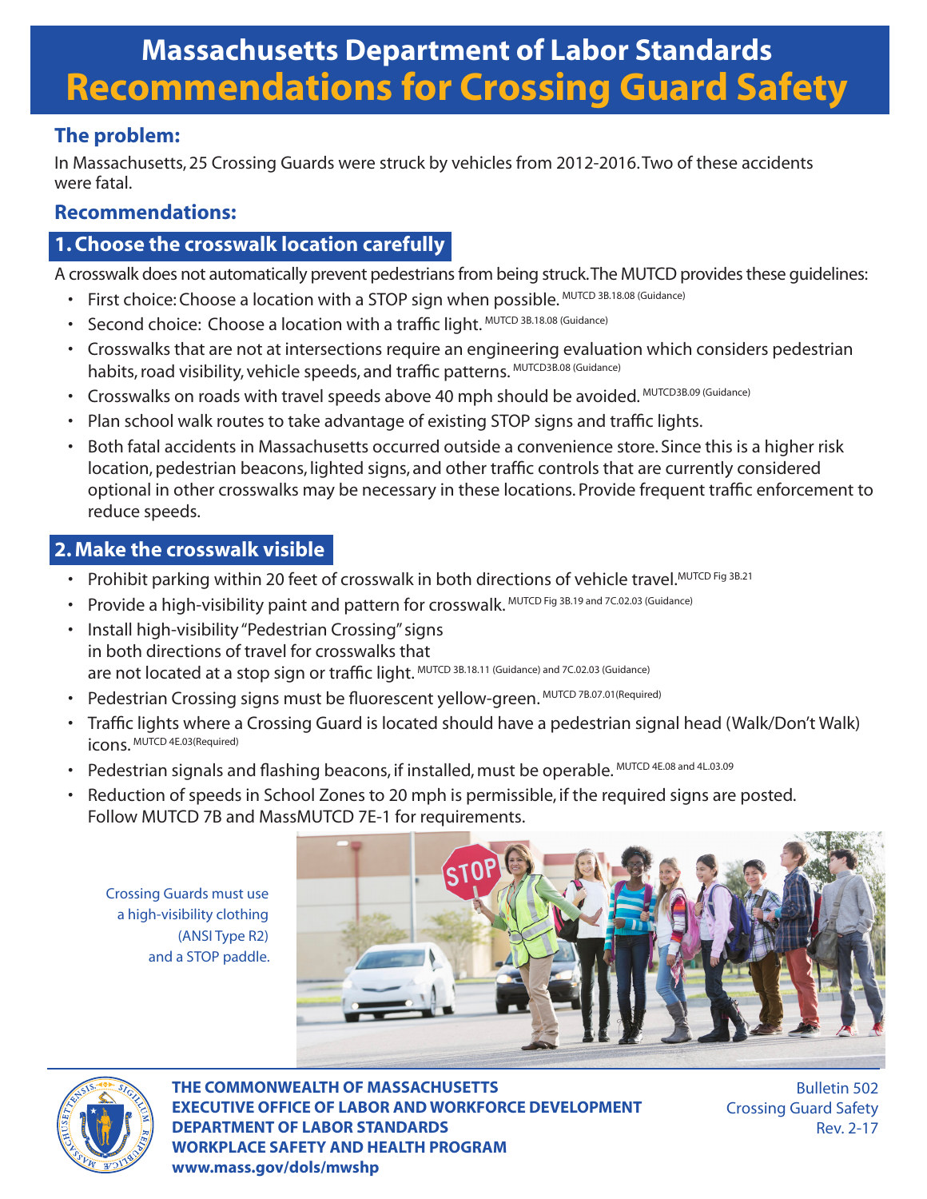# Massachusetts Department of Labor Standards
# Recommendations for Crossing Guard Safety

## The problem:

In Massachusetts, 25 Crossing Guards were struck by vehicles from 2012-2016. Two of these accidents were fatal.

## Recommendations:

### 1. Choose the crosswalk location carefully

A crosswalk does not automatically prevent pedestrians from being struck. The MUTCD provides these guidelines:

- First choice: Choose a location with a STOP sign when possible. MUTCD 3B.18.08 (Guidance)
- Second choice: Choose a location with a traffic light. MUTCD 3B.18.08 (Guidance)
- Crosswalks that are not at intersections require an engineering evaluation which considers pedestrian habits, road visibility, vehicle speeds, and traffic patterns. MUTCD3B.08 (Guidance)
- Crosswalks on roads with travel speeds above 40 mph should be avoided. MUTCD3B.09 (Guidance)
- Plan school walk routes to take advantage of existing STOP signs and traffic lights.
- Both fatal accidents in Massachusetts occurred outside a convenience store. Since this is a higher risk location, pedestrian beacons, lighted signs, and other traffic controls that are currently considered optional in other crosswalks may be necessary in these locations. Provide frequent traffic enforcement to reduce speeds.

### 2. Make the crosswalk visible

- Prohibit parking within 20 feet of crosswalk in both directions of vehicle travel. MUTCD Fig 3B.21
- Provide a high-visibility paint and pattern for crosswalk. MUTCD Fig 3B.19 and 7C.02.03 (Guidance)
- Install high-visibility "Pedestrian Crossing" signs in both directions of travel for crosswalks that are not located at a stop sign or traffic light. MUTCD 3B.18.11 (Guidance) and 7C.02.03 (Guidance)
- Pedestrian Crossing signs must be fluorescent yellow-green. MUTCD 7B.07.01(Required)
- Traffic lights where a Crossing Guard is located should have a pedestrian signal head (Walk/Don't Walk) icons. MUTCD 4E.03(Required)
- Pedestrian signals and flashing beacons, if installed, must be operable. MUTCD 4E.08 and 4L.03.09
- Reduction of speeds in School Zones to 20 mph is permissible, if the required signs are posted. Follow MUTCD 7B and MassMUTCD 7E-1 for requirements.

Crossing Guards must use a high-visibility clothing (ANSI Type R2) and a STOP paddle.

**THE COMMONWEALTH OF MASSACHUSETTS**
**EXECUTIVE OFFICE OF LABOR AND WORKFORCE DEVELOPMENT**
**DEPARTMENT OF LABOR STANDARDS**
**WORKPLACE SAFETY AND HEALTH PROGRAM**
**www.mass.gov/dols/mwshp**

Bulletin 502
Crossing Guard Safety
Rev. 2-17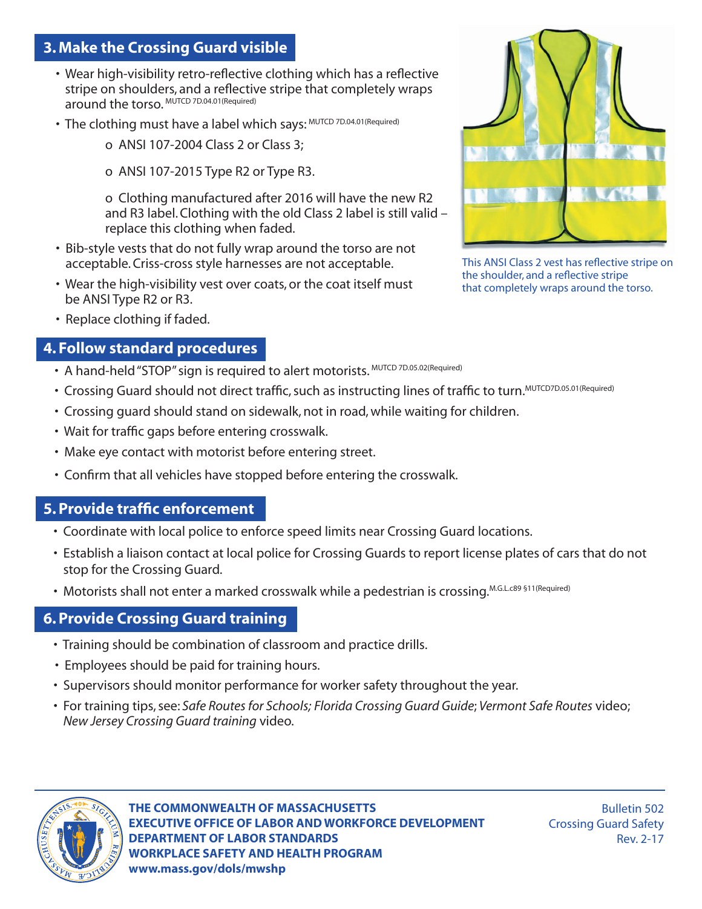## 3. Make the Crossing Guard visible

- Wear high-visibility retro-reflective clothing which has a reflective stripe on shoulders, and a reflective stripe that completely wraps around the torso. MUTCD 7D.04.01(Required)
- The clothing must have a label which says: MUTCD 7D.04.01(Required)
  - o ANSI 107-2004 Class 2 or Class 3;
  - o ANSI 107-2015 Type R2 or Type R3.
  - o Clothing manufactured after 2016 will have the new R2 and R3 label. Clothing with the old Class 2 label is still valid – replace this clothing when faded.
- Bib-style vests that do not fully wrap around the torso are not acceptable. Criss-cross style harnesses are not acceptable.
- Wear the high-visibility vest over coats, or the coat itself must be ANSI Type R2 or R3.
- Replace clothing if faded.

This ANSI Class 2 vest has reflective stripe on the shoulder, and a reflective stripe that completely wraps around the torso.

## 4. Follow standard procedures

- A hand-held "STOP" sign is required to alert motorists. MUTCD 7D.05.02(Required)
- Crossing Guard should not direct traffic, such as instructing lines of traffic to turn. MUTCD7D.05.01(Required)
- Crossing guard should stand on sidewalk, not in road, while waiting for children.
- Wait for traffic gaps before entering crosswalk.
- Make eye contact with motorist before entering street.
- Confirm that all vehicles have stopped before entering the crosswalk.

## 5. Provide traffic enforcement

- Coordinate with local police to enforce speed limits near Crossing Guard locations.
- Establish a liaison contact at local police for Crossing Guards to report license plates of cars that do not stop for the Crossing Guard.
- Motorists shall not enter a marked crosswalk while a pedestrian is crossing. M.G.L.c89 §11(Required)

## 6. Provide Crossing Guard training

- Training should be combination of classroom and practice drills.
- Employees should be paid for training hours.
- Supervisors should monitor performance for worker safety throughout the year.
- For training tips, see: *Safe Routes for Schools; Florida Crossing Guard Guide*; *Vermont Safe Routes* video; *New Jersey Crossing Guard training* video.

**THE COMMONWEALTH OF MASSACHUSETTS**
**EXECUTIVE OFFICE OF LABOR AND WORKFORCE DEVELOPMENT**
**DEPARTMENT OF LABOR STANDARDS**
**WORKPLACE SAFETY AND HEALTH PROGRAM**
**www.mass.gov/dols/mwshp**

Bulletin 502
Crossing Guard Safety
Rev. 2-17